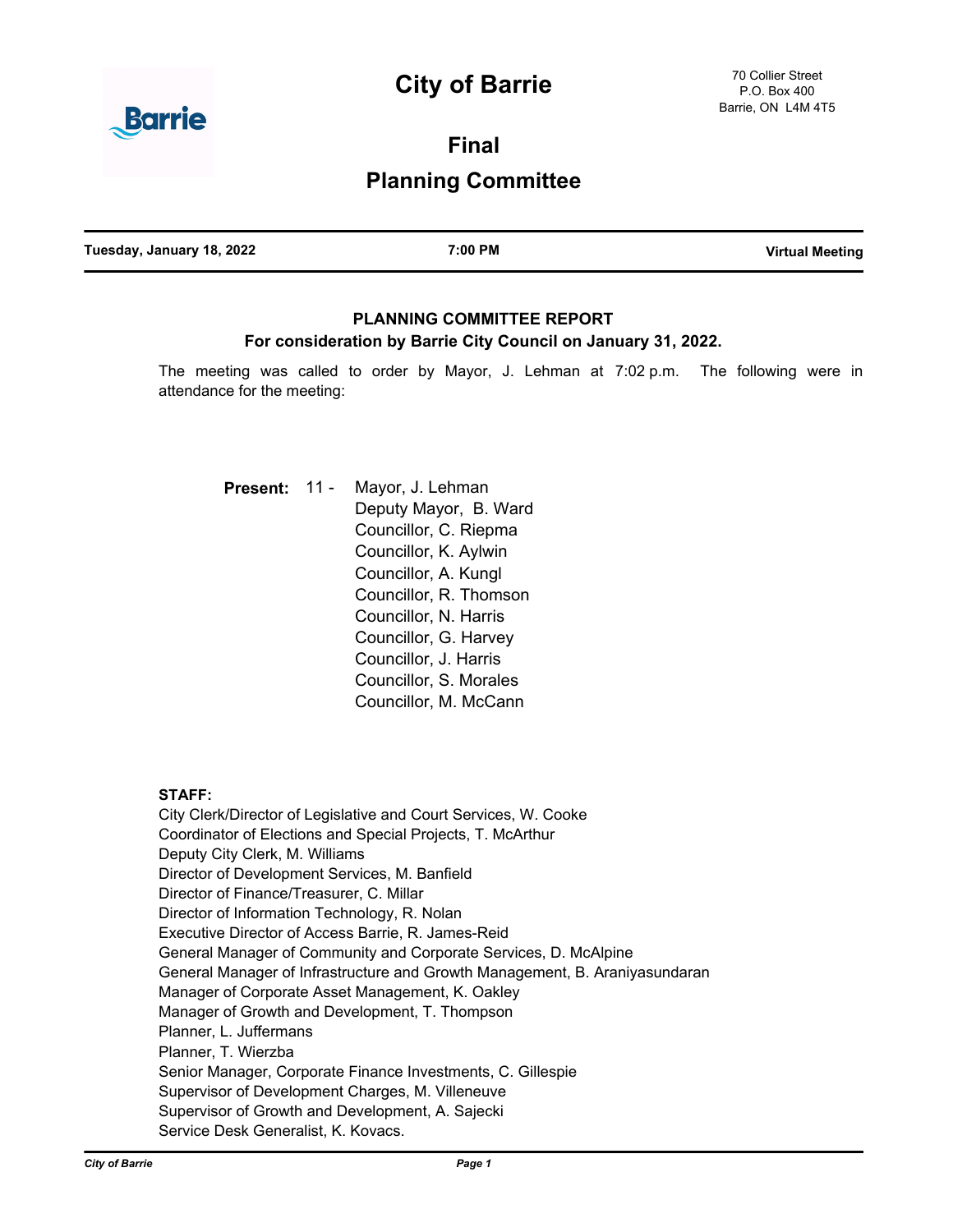# City of Barrie

70 Collier Street
P.O. Box 400
Barrie, ON L4M 4T5

## Final

## Planning Committee

**Tuesday, January 18, 2022** | **7:00 PM** | **Virtual Meeting**

### PLANNING COMMITTEE REPORT

**For consideration by Barrie City Council on January 31, 2022.**

The meeting was called to order by Mayor, J. Lehman at 7:02 p.m. The following were in attendance for the meeting:

**Present:** 11 -
Mayor, J. Lehman
Deputy Mayor, B. Ward
Councillor, C. Riepma
Councillor, K. Aylwin
Councillor, A. Kungl
Councillor, R. Thomson
Councillor, N. Harris
Councillor, G. Harvey
Councillor, J. Harris
Councillor, S. Morales
Councillor, M. McCann

**STAFF:**

City Clerk/Director of Legislative and Court Services, W. Cooke
Coordinator of Elections and Special Projects, T. McArthur
Deputy City Clerk, M. Williams
Director of Development Services, M. Banfield
Director of Finance/Treasurer, C. Millar
Director of Information Technology, R. Nolan
Executive Director of Access Barrie, R. James-Reid
General Manager of Community and Corporate Services, D. McAlpine
General Manager of Infrastructure and Growth Management, B. Araniyasundaran
Manager of Corporate Asset Management, K. Oakley
Manager of Growth and Development, T. Thompson
Planner, L. Juffermans
Planner, T. Wierzba
Senior Manager, Corporate Finance Investments, C. Gillespie
Supervisor of Development Charges, M. Villeneuve
Supervisor of Growth and Development, A. Sajecki
Service Desk Generalist, K. Kovacs.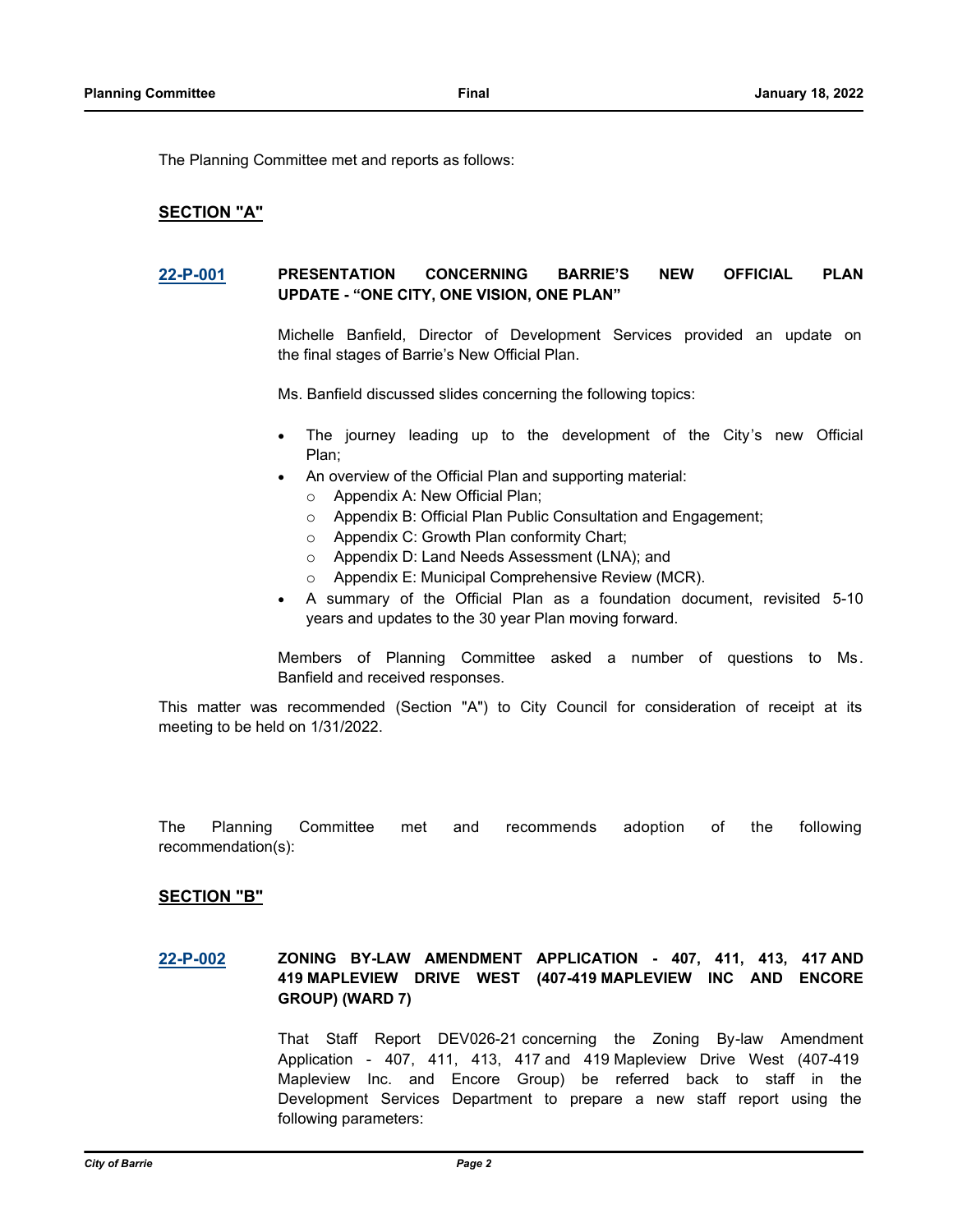The Planning Committee met and reports as follows:

## SECTION "A"

### 22-P-001 PRESENTATION CONCERNING BARRIE'S NEW OFFICIAL PLAN UPDATE - "ONE CITY, ONE VISION, ONE PLAN"

Michelle Banfield, Director of Development Services provided an update on the final stages of Barrie's New Official Plan.

Ms. Banfield discussed slides concerning the following topics:

- The journey leading up to the development of the City's new Official Plan;
- An overview of the Official Plan and supporting material:
  - Appendix A: New Official Plan;
  - Appendix B: Official Plan Public Consultation and Engagement;
  - Appendix C: Growth Plan conformity Chart;
  - Appendix D: Land Needs Assessment (LNA); and
  - Appendix E: Municipal Comprehensive Review (MCR).
- A summary of the Official Plan as a foundation document, revisited 5-10 years and updates to the 30 year Plan moving forward.

Members of Planning Committee asked a number of questions to Ms. Banfield and received responses.

This matter was recommended (Section "A") to City Council for consideration of receipt at its meeting to be held on 1/31/2022.

The Planning Committee met and recommends adoption of the following recommendation(s):

## SECTION "B"

### 22-P-002 ZONING BY-LAW AMENDMENT APPLICATION - 407, 411, 413, 417 AND 419 MAPLEVIEW DRIVE WEST (407-419 MAPLEVIEW INC AND ENCORE GROUP) (WARD 7)

That Staff Report DEV026-21 concerning the Zoning By-law Amendment Application - 407, 411, 413, 417 and 419 Mapleview Drive West (407-419 Mapleview Inc. and Encore Group) be referred back to staff in the Development Services Department to prepare a new staff report using the following parameters: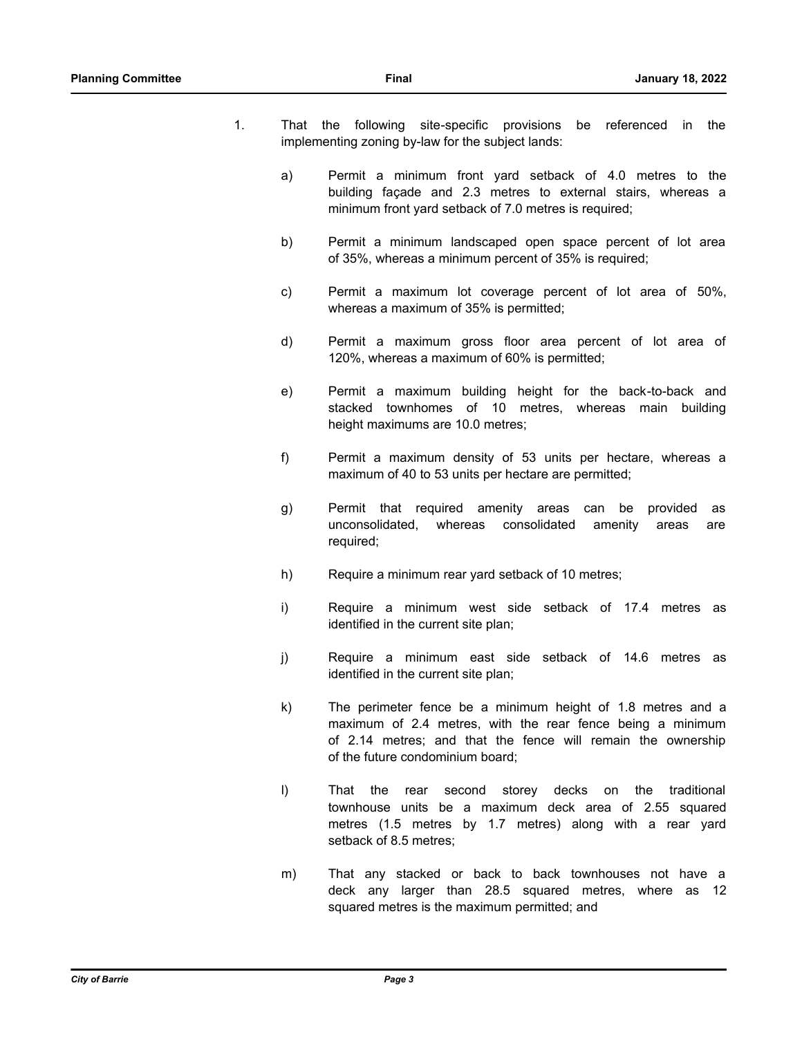1. That the following site-specific provisions be referenced in the implementing zoning by-law for the subject lands:

   a) Permit a minimum front yard setback of 4.0 metres to the building façade and 2.3 metres to external stairs, whereas a minimum front yard setback of 7.0 metres is required;

   b) Permit a minimum landscaped open space percent of lot area of 35%, whereas a minimum percent of 35% is required;

   c) Permit a maximum lot coverage percent of lot area of 50%, whereas a maximum of 35% is permitted;

   d) Permit a maximum gross floor area percent of lot area of 120%, whereas a maximum of 60% is permitted;

   e) Permit a maximum building height for the back-to-back and stacked townhomes of 10 metres, whereas main building height maximums are 10.0 metres;

   f) Permit a maximum density of 53 units per hectare, whereas a maximum of 40 to 53 units per hectare are permitted;

   g) Permit that required amenity areas can be provided as unconsolidated, whereas consolidated amenity areas are required;

   h) Require a minimum rear yard setback of 10 metres;

   i) Require a minimum west side setback of 17.4 metres as identified in the current site plan;

   j) Require a minimum east side setback of 14.6 metres as identified in the current site plan;

   k) The perimeter fence be a minimum height of 1.8 metres and a maximum of 2.4 metres, with the rear fence being a minimum of 2.14 metres; and that the fence will remain the ownership of the future condominium board;

   l) That the rear second storey decks on the traditional townhouse units be a maximum deck area of 2.55 squared metres (1.5 metres by 1.7 metres) along with a rear yard setback of 8.5 metres;

   m) That any stacked or back to back townhouses not have a deck any larger than 28.5 squared metres, where as 12 squared metres is the maximum permitted; and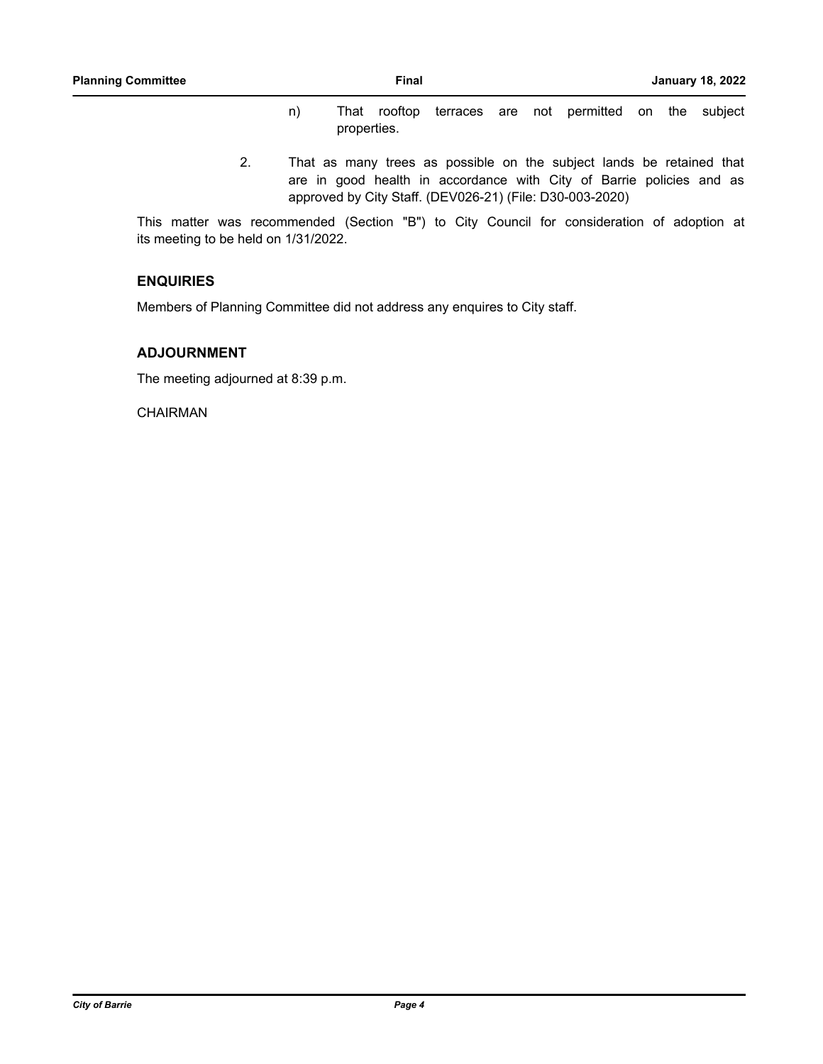n) That rooftop terraces are not permitted on the subject properties.

2. That as many trees as possible on the subject lands be retained that are in good health in accordance with City of Barrie policies and as approved by City Staff. (DEV026-21) (File: D30-003-2020)

This matter was recommended (Section "B") to City Council for consideration of adoption at its meeting to be held on 1/31/2022.

## ENQUIRIES

Members of Planning Committee did not address any enquires to City staff.

## ADJOURNMENT

The meeting adjourned at 8:39 p.m.

CHAIRMAN